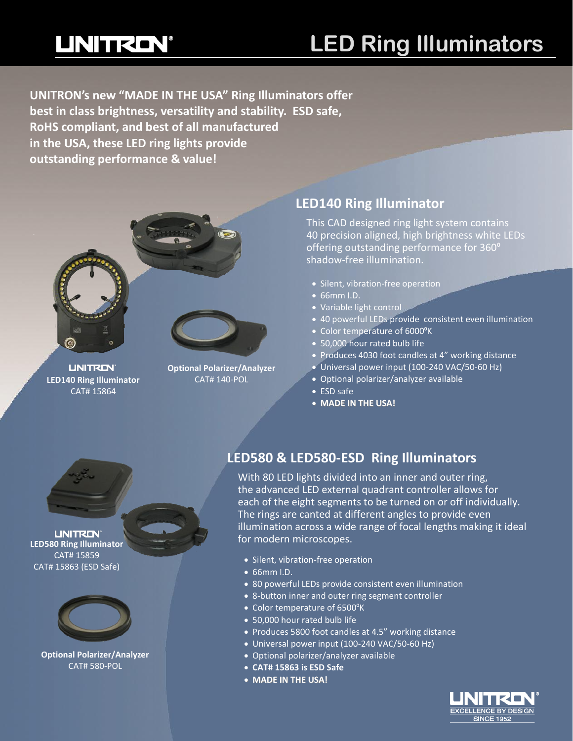# UNITRON® LED Ring Illuminators

**UNITRON's new "MADE IN THE USA" Ring Illuminators offer best in class brightness, versatility and stability. ESD safe, RoHS compliant, and best of all manufactured in the USA, these LED ring lights provide outstanding performance & value!**

**UNITRON®**
**LED140 Ring Illuminator**
CAT# 15864

**Optional Polarizer/Analyzer**
CAT# 140-POL

## LED140 Ring Illuminator

This CAD designed ring light system contains 40 precision aligned, high brightness white LEDs offering outstanding performance for 360° shadow-free illumination.

- Silent, vibration-free operation
- 66mm I.D.
- Variable light control
- 40 powerful LEDs provide consistent even illumination
- Color temperature of 6000°K
- 50,000 hour rated bulb life
- Produces 4030 foot candles at 4" working distance
- Universal power input (100-240 VAC/50-60 Hz)
- Optional polarizer/analyzer available
- ESD safe
- **MADE IN THE USA!**

**UNITRON®**
**LED580 Ring Illuminator**
CAT# 15859
CAT# 15863 (ESD Safe)

**Optional Polarizer/Analyzer**
CAT# 580-POL

## LED580 & LED580-ESD Ring Illuminators

With 80 LED lights divided into an inner and outer ring, the advanced LED external quadrant controller allows for each of the eight segments to be turned on or off individually. The rings are canted at different angles to provide even illumination across a wide range of focal lengths making it ideal for modern microscopes.

- Silent, vibration-free operation
- 66mm I.D.
- 80 powerful LEDs provide consistent even illumination
- 8-button inner and outer ring segment controller
- Color temperature of 6500°K
- 50,000 hour rated bulb life
- Produces 5800 foot candles at 4.5" working distance
- Universal power input (100-240 VAC/50-60 Hz)
- Optional polarizer/analyzer available
- **CAT# 15863 is ESD Safe**
- **MADE IN THE USA!**

UNITRON® EXCELLENCE BY DESIGN SINCE 1952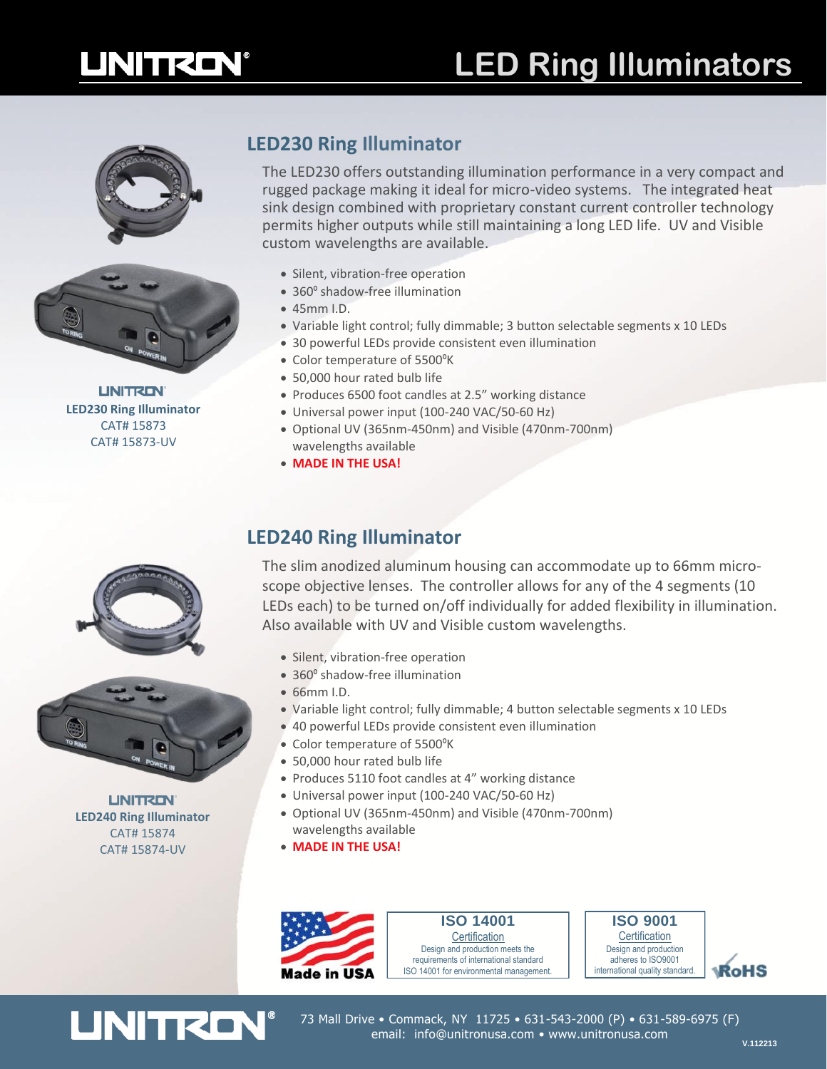# LED Ring Illuminators

UNITRON
**LED230 Ring Illuminator**
CAT# 15873
CAT# 15873-UV

## LED230 Ring Illuminator

The LED230 offers outstanding illumination performance in a very compact and rugged package making it ideal for micro-video systems. The integrated heat sink design combined with proprietary constant current controller technology permits higher outputs while still maintaining a long LED life. UV and Visible custom wavelengths are available.

- Silent, vibration-free operation
- 360° shadow-free illumination
- 45mm I.D.
- Variable light control; fully dimmable; 3 button selectable segments x 10 LEDs
- 30 powerful LEDs provide consistent even illumination
- Color temperature of 5500°K
- 50,000 hour rated bulb life
- Produces 6500 foot candles at 2.5" working distance
- Universal power input (100-240 VAC/50-60 Hz)
- Optional UV (365nm-450nm) and Visible (470nm-700nm) wavelengths available
- **MADE IN THE USA!**

UNITRON
**LED240 Ring Illuminator**
CAT# 15874
CAT# 15874-UV

## LED240 Ring Illuminator

The slim anodized aluminum housing can accommodate up to 66mm microscope objective lenses. The controller allows for any of the 4 segments (10 LEDs each) to be turned on/off individually for added flexibility in illumination. Also available with UV and Visible custom wavelengths.

- Silent, vibration-free operation
- 360° shadow-free illumination
- 66mm I.D.
- Variable light control; fully dimmable; 4 button selectable segments x 10 LEDs
- 40 powerful LEDs provide consistent even illumination
- Color temperature of 5500°K
- 50,000 hour rated bulb life
- Produces 5110 foot candles at 4" working distance
- Universal power input (100-240 VAC/50-60 Hz)
- Optional UV (365nm-450nm) and Visible (470nm-700nm) wavelengths available
- **MADE IN THE USA!**

Made in USA

**ISO 14001**
Certification
Design and production meets the requirements of international standard ISO 14001 for environmental management.

**ISO 9001**
Certification
Design and production adheres to ISO9001 international quality standard.

RoHS

UNITRON®
73 Mall Drive • Commack, NY 11725 • 631-543-2000 (P) • 631-589-6975 (F)
email: info@unitronusa.com • www.unitronusa.com

V.112213